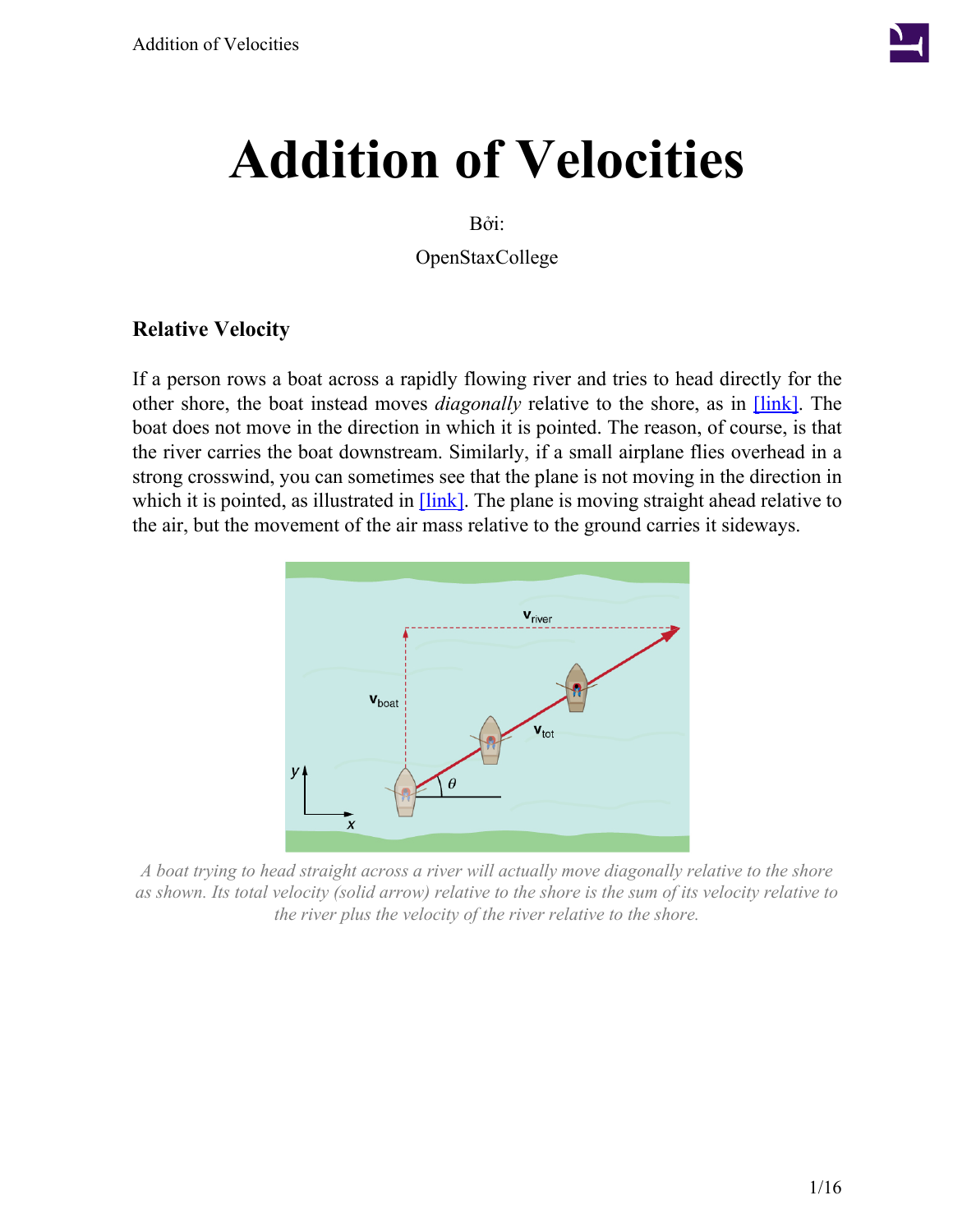# Addition of Velocities

Bởi:

OpenStaxCollege

## Relative Velocity

If a person rows a boat across a rapidly flowing river and tries to head directly for the other shore, the boat instead moves *diagonally* relative to the shore, as in [link]. The boat does not move in the direction in which it is pointed. The reason, of course, is that the river carries the boat downstream. Similarly, if a small airplane flies overhead in a strong crosswind, you can sometimes see that the plane is not moving in the direction in which it is pointed, as illustrated in [link]. The plane is moving straight ahead relative to the air, but the movement of the air mass relative to the ground carries it sideways.

*A boat trying to head straight across a river will actually move diagonally relative to the shore as shown. Its total velocity (solid arrow) relative to the shore is the sum of its velocity relative to the river plus the velocity of the river relative to the shore.*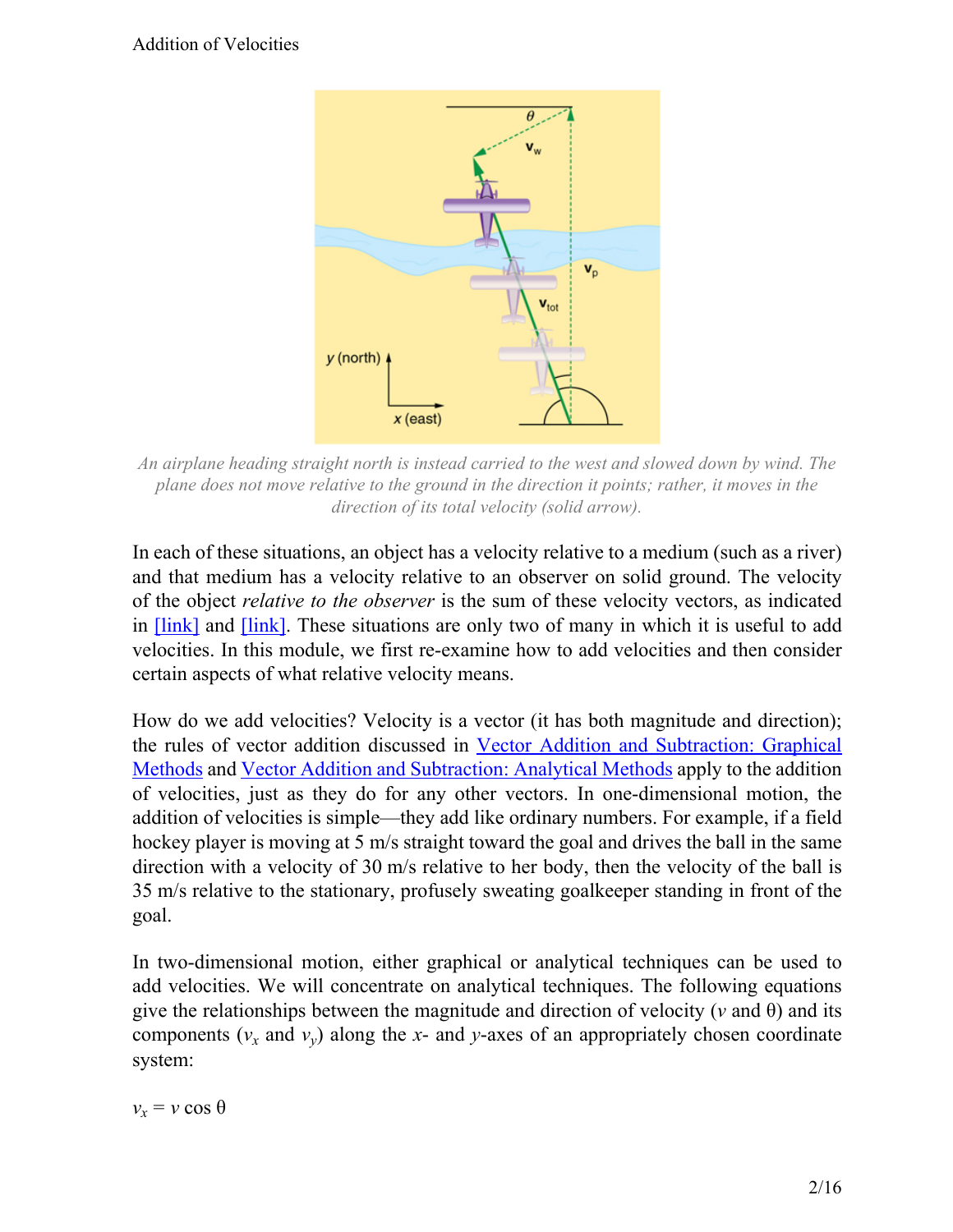An airplane heading straight north is instead carried to the west and slowed down by wind. The plane does not move relative to the ground in the direction it points; rather, it moves in the direction of its total velocity (solid arrow).

In each of these situations, an object has a velocity relative to a medium (such as a river) and that medium has a velocity relative to an observer on solid ground. The velocity of the object *relative to the observer* is the sum of these velocity vectors, as indicated in [link] and [link]. These situations are only two of many in which it is useful to add velocities. In this module, we first re-examine how to add velocities and then consider certain aspects of what relative velocity means.

How do we add velocities? Velocity is a vector (it has both magnitude and direction); the rules of vector addition discussed in Vector Addition and Subtraction: Graphical Methods and Vector Addition and Subtraction: Analytical Methods apply to the addition of velocities, just as they do for any other vectors. In one-dimensional motion, the addition of velocities is simple—they add like ordinary numbers. For example, if a field hockey player is moving at 5 m/s straight toward the goal and drives the ball in the same direction with a velocity of 30 m/s relative to her body, then the velocity of the ball is 35 m/s relative to the stationary, profusely sweating goalkeeper standing in front of the goal.

In two-dimensional motion, either graphical or analytical techniques can be used to add velocities. We will concentrate on analytical techniques. The following equations give the relationships between the magnitude and direction of velocity ($v$ and $\theta$) and its components ($v_x$ and $v_y$) along the $x$- and $y$-axes of an appropriately chosen coordinate system:

$$v_x = v \cos \theta$$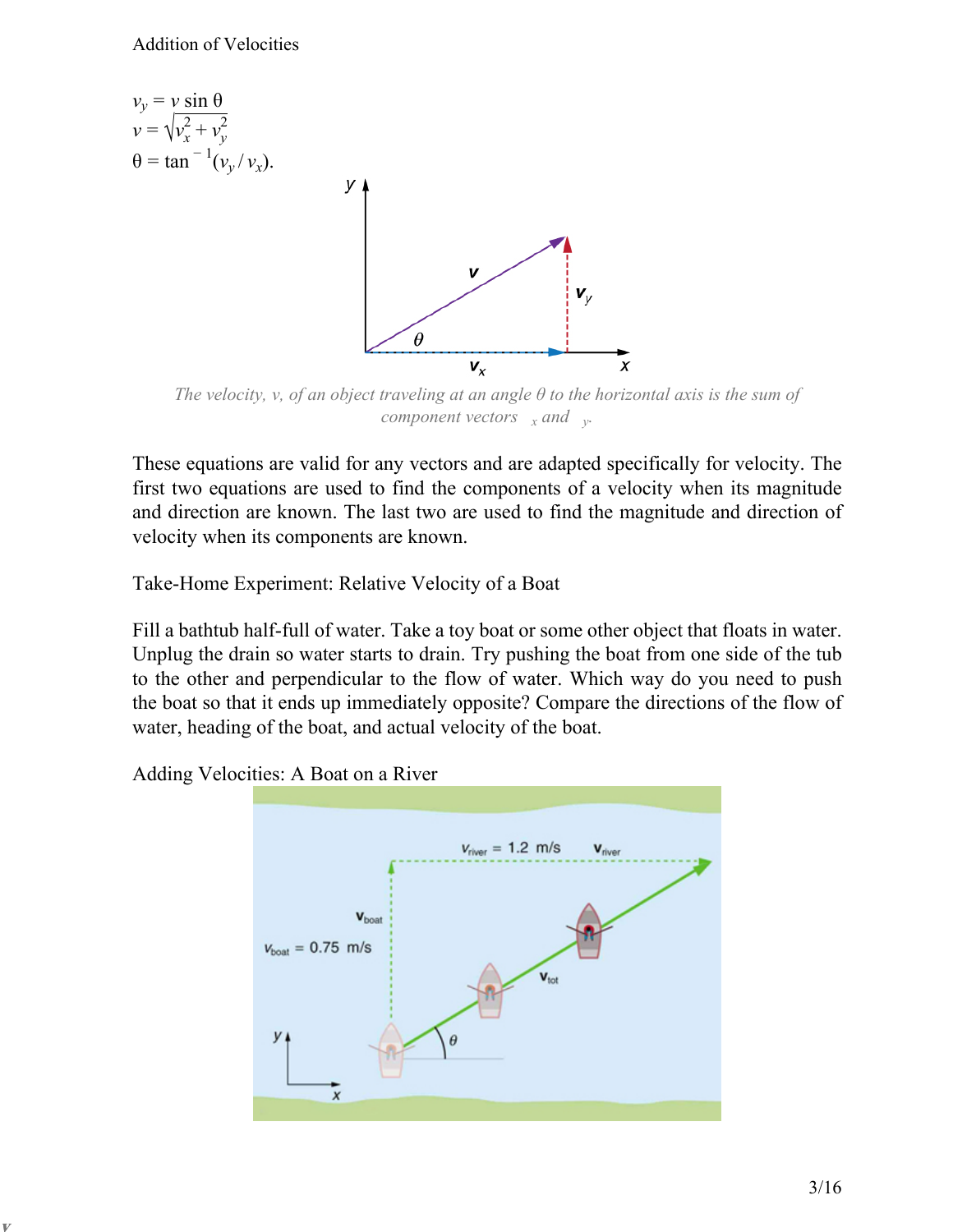$v_y = v \sin \theta$
$v = \sqrt{v_x^2 + v_y^2}$
$\theta = \tan^{-1}(v_y / v_x)$.

*The velocity, v, of an object traveling at an angle θ to the horizontal axis is the sum of component vectors $_x$ and $_y$.*

These equations are valid for any vectors and are adapted specifically for velocity. The first two equations are used to find the components of a velocity when its magnitude and direction are known. The last two are used to find the magnitude and direction of velocity when its components are known.

Take-Home Experiment: Relative Velocity of a Boat

Fill a bathtub half-full of water. Take a toy boat or some other object that floats in water. Unplug the drain so water starts to drain. Try pushing the boat from one side of the tub to the other and perpendicular to the flow of water. Which way do you need to push the boat so that it ends up immediately opposite? Compare the directions of the flow of water, heading of the boat, and actual velocity of the boat.

Adding Velocities: A Boat on a River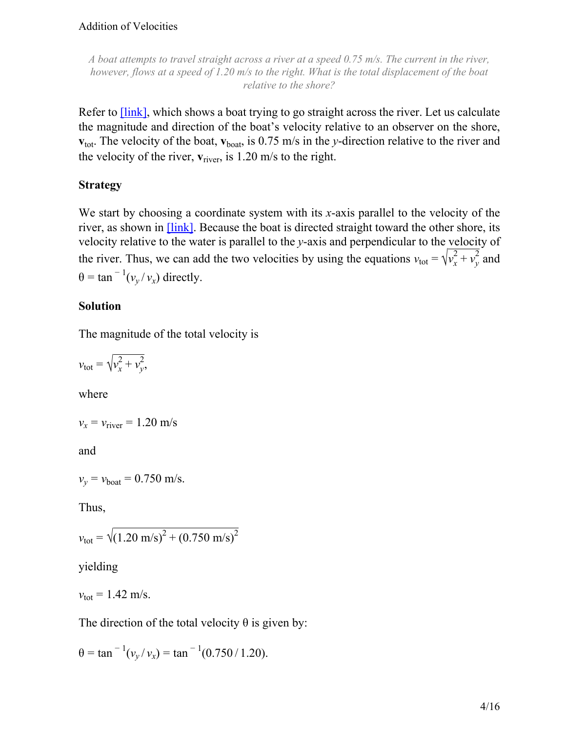Addition of Velocities

*A boat attempts to travel straight across a river at a speed 0.75 m/s. The current in the river, however, flows at a speed of 1.20 m/s to the right. What is the total displacement of the boat relative to the shore?*

Refer to [link], which shows a boat trying to go straight across the river. Let us calculate the magnitude and direction of the boat's velocity relative to an observer on the shore, $\mathbf{v}_{\text{tot}}$. The velocity of the boat, $\mathbf{v}_{\text{boat}}$, is 0.75 m/s in the $y$-direction relative to the river and the velocity of the river, $\mathbf{v}_{\text{river}}$, is 1.20 m/s to the right.

### Strategy

We start by choosing a coordinate system with its $x$-axis parallel to the velocity of the river, as shown in [link]. Because the boat is directed straight toward the other shore, its velocity relative to the water is parallel to the $y$-axis and perpendicular to the velocity of the river. Thus, we can add the two velocities by using the equations $v_{\text{tot}} = \sqrt{v_x^2 + v_y^2}$ and $\theta = \tan^{-1}(v_y / v_x)$ directly.

### Solution

The magnitude of the total velocity is

$$v_{\text{tot}} = \sqrt{v_x^2 + v_y^2},$$

where

$$v_x = v_{\text{river}} = 1.20 \text{ m/s}$$

and

$$v_y = v_{\text{boat}} = 0.750 \text{ m/s}.$$

Thus,

$$v_{\text{tot}} = \sqrt{(1.20 \text{ m/s})^2 + (0.750 \text{ m/s})^2}$$

yielding

$$v_{\text{tot}} = 1.42 \text{ m/s}.$$

The direction of the total velocity $\theta$ is given by:

$$\theta = \tan^{-1}(v_y / v_x) = \tan^{-1}(0.750 / 1.20).$$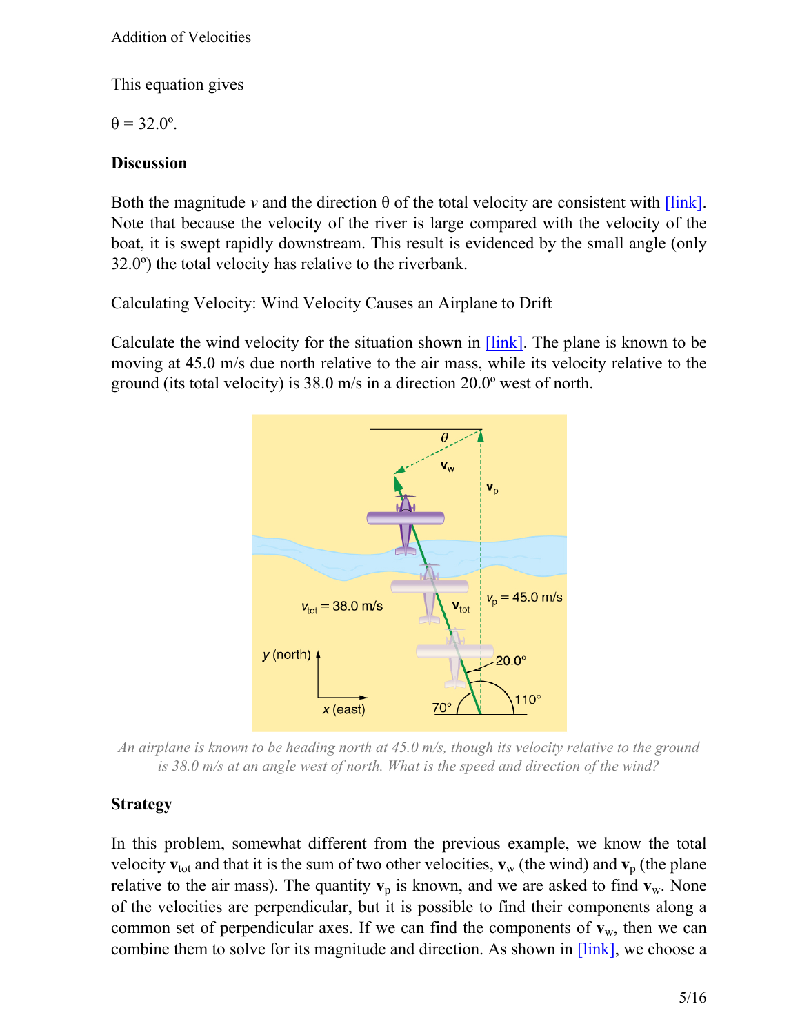This equation gives

$\theta = 32.0^\circ$.

**Discussion**

Both the magnitude $v$ and the direction $\theta$ of the total velocity are consistent with [link]. Note that because the velocity of the river is large compared with the velocity of the boat, it is swept rapidly downstream. This result is evidenced by the small angle (only $32.0^\circ$) the total velocity has relative to the riverbank.

Calculating Velocity: Wind Velocity Causes an Airplane to Drift

Calculate the wind velocity for the situation shown in [link]. The plane is known to be moving at 45.0 m/s due north relative to the air mass, while its velocity relative to the ground (its total velocity) is 38.0 m/s in a direction $20.0^\circ$ west of north.

*An airplane is known to be heading north at 45.0 m/s, though its velocity relative to the ground is 38.0 m/s at an angle west of north. What is the speed and direction of the wind?*

**Strategy**

In this problem, somewhat different from the previous example, we know the total velocity $\mathbf{v}_{\text{tot}}$ and that it is the sum of two other velocities, $\mathbf{v}_{\text{w}}$ (the wind) and $\mathbf{v}_{\text{p}}$ (the plane relative to the air mass). The quantity $\mathbf{v}_{\text{p}}$ is known, and we are asked to find $\mathbf{v}_{\text{w}}$. None of the velocities are perpendicular, but it is possible to find their components along a common set of perpendicular axes. If we can find the components of $\mathbf{v}_{\text{w}}$, then we can combine them to solve for its magnitude and direction. As shown in [link], we choose a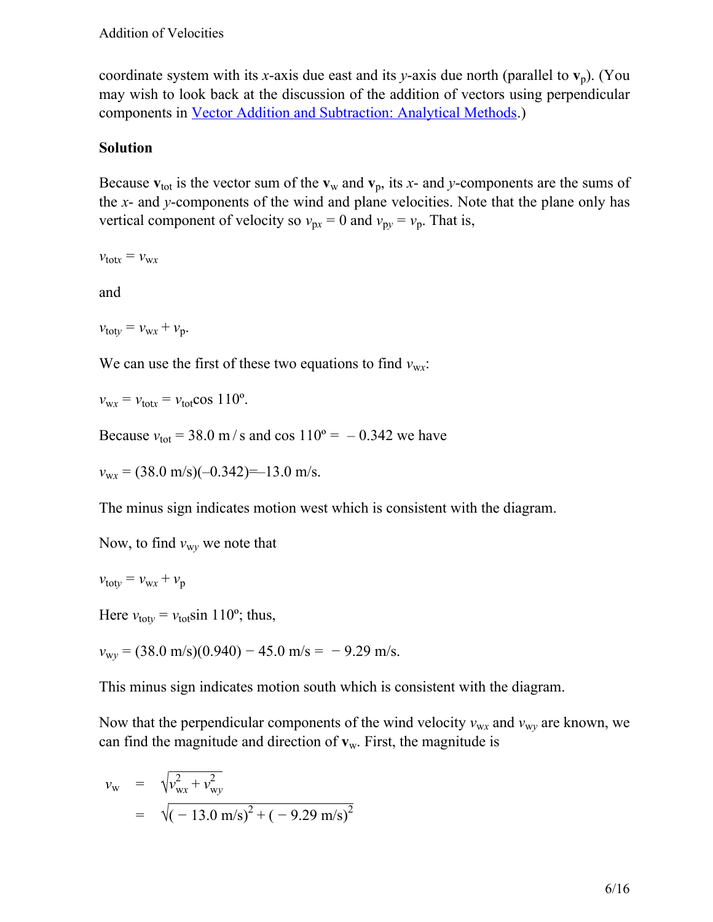coordinate system with its $x$-axis due east and its $y$-axis due north (parallel to $\mathbf{v}_\text{p}$). (You may wish to look back at the discussion of the addition of vectors using perpendicular components in Vector Addition and Subtraction: Analytical Methods.)

**Solution**

Because $\mathbf{v}_\text{tot}$ is the vector sum of the $\mathbf{v}_\text{w}$ and $\mathbf{v}_\text{p}$, its $x$- and $y$-components are the sums of the $x$- and $y$-components of the wind and plane velocities. Note that the plane only has vertical component of velocity so $v_{\text{p}x} = 0$ and $v_{\text{p}y} = v_\text{p}$. That is,

$$v_{\text{tot}x} = v_{\text{w}x}$$

and

$$v_{\text{tot}y} = v_{\text{w}x} + v_\text{p}.$$

We can use the first of these two equations to find $v_{\text{w}x}$:

$$v_{\text{w}x} = v_{\text{tot}x} = v_\text{tot}\cos 110^\text{o}.$$

Because $v_\text{tot} = 38.0 \text{ m}/\text{s}$ and $\cos 110^\text{o} = -0.342$ we have

$$v_{\text{w}x} = (38.0 \text{ m/s})(–0.342)=–13.0 \text{ m/s}.$$

The minus sign indicates motion west which is consistent with the diagram.

Now, to find $v_{\text{w}y}$ we note that

$$v_{\text{tot}y} = v_{\text{w}x} + v_\text{p}$$

Here $v_{\text{tot}y} = v_\text{tot}\sin 110^\text{o}$; thus,

$$v_{\text{w}y} = (38.0 \text{ m/s})(0.940) - 45.0 \text{ m/s} = -9.29 \text{ m/s}.$$

This minus sign indicates motion south which is consistent with the diagram.

Now that the perpendicular components of the wind velocity $v_{\text{w}x}$ and $v_{\text{w}y}$ are known, we can find the magnitude and direction of $\mathbf{v}_\text{w}$. First, the magnitude is

$$\begin{aligned} v_\text{w} &= \sqrt{v_{\text{w}x}^2 + v_{\text{w}y}^2} \\ &= \sqrt{(-13.0 \text{ m/s})^2 + (-9.29 \text{ m/s})^2} \end{aligned}$$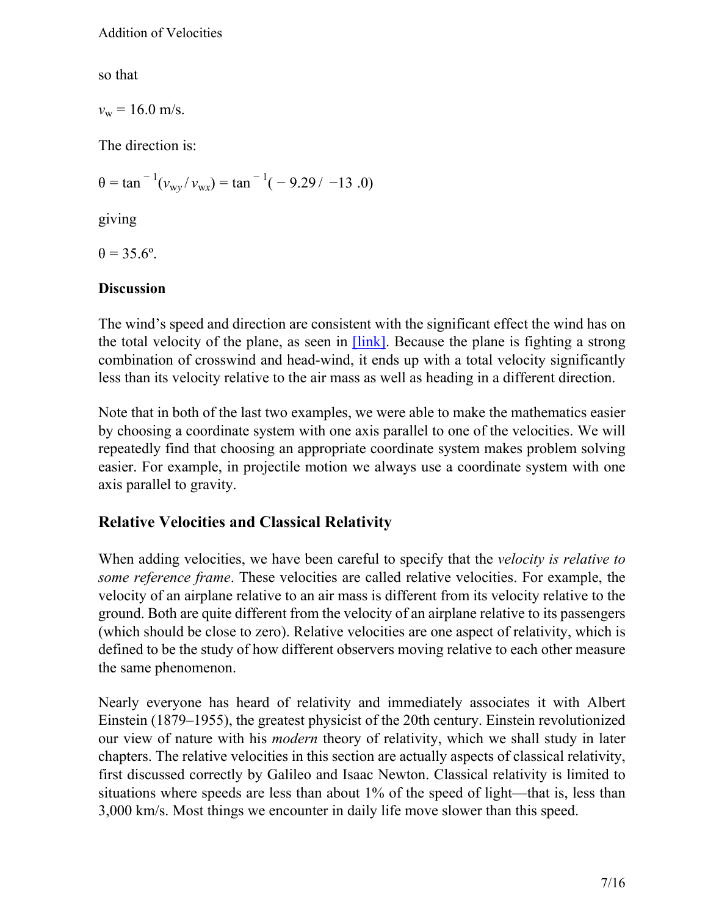so that

$v_w = 16.0\text{ m/s}.$

The direction is:

$\theta = \tan^{-1}(v_{wy}/v_{wx}) = \tan^{-1}(-9.29/-13.0)$

giving

$\theta = 35.6^{\circ}.$

**Discussion**

The wind's speed and direction are consistent with the significant effect the wind has on the total velocity of the plane, as seen in [link]. Because the plane is fighting a strong combination of crosswind and head-wind, it ends up with a total velocity significantly less than its velocity relative to the air mass as well as heading in a different direction.

Note that in both of the last two examples, we were able to make the mathematics easier by choosing a coordinate system with one axis parallel to one of the velocities. We will repeatedly find that choosing an appropriate coordinate system makes problem solving easier. For example, in projectile motion we always use a coordinate system with one axis parallel to gravity.

## Relative Velocities and Classical Relativity

When adding velocities, we have been careful to specify that the *velocity is relative to some reference frame*. These velocities are called relative velocities. For example, the velocity of an airplane relative to an air mass is different from its velocity relative to the ground. Both are quite different from the velocity of an airplane relative to its passengers (which should be close to zero). Relative velocities are one aspect of relativity, which is defined to be the study of how different observers moving relative to each other measure the same phenomenon.

Nearly everyone has heard of relativity and immediately associates it with Albert Einstein (1879–1955), the greatest physicist of the 20th century. Einstein revolutionized our view of nature with his *modern* theory of relativity, which we shall study in later chapters. The relative velocities in this section are actually aspects of classical relativity, first discussed correctly by Galileo and Isaac Newton. Classical relativity is limited to situations where speeds are less than about 1% of the speed of light—that is, less than 3,000 km/s. Most things we encounter in daily life move slower than this speed.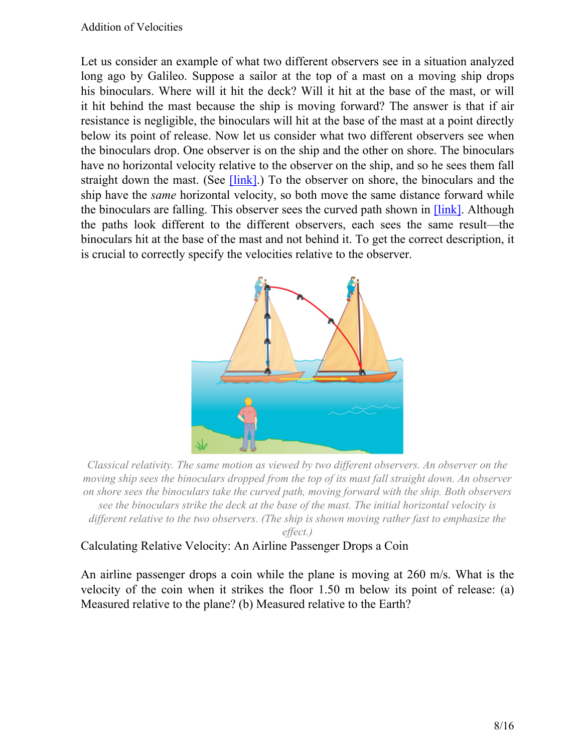Addition of Velocities

Let us consider an example of what two different observers see in a situation analyzed long ago by Galileo. Suppose a sailor at the top of a mast on a moving ship drops his binoculars. Where will it hit the deck? Will it hit at the base of the mast, or will it hit behind the mast because the ship is moving forward? The answer is that if air resistance is negligible, the binoculars will hit at the base of the mast at a point directly below its point of release. Now let us consider what two different observers see when the binoculars drop. One observer is on the ship and the other on shore. The binoculars have no horizontal velocity relative to the observer on the ship, and so he sees them fall straight down the mast. (See [link].) To the observer on shore, the binoculars and the ship have the *same* horizontal velocity, so both move the same distance forward while the binoculars are falling. This observer sees the curved path shown in [link]. Although the paths look different to the different observers, each sees the same result—the binoculars hit at the base of the mast and not behind it. To get the correct description, it is crucial to correctly specify the velocities relative to the observer.

*Classical relativity. The same motion as viewed by two different observers. An observer on the moving ship sees the binoculars dropped from the top of its mast fall straight down. An observer on shore sees the binoculars take the curved path, moving forward with the ship. Both observers see the binoculars strike the deck at the base of the mast. The initial horizontal velocity is different relative to the two observers. (The ship is shown moving rather fast to emphasize the effect.)*

Calculating Relative Velocity: An Airline Passenger Drops a Coin

An airline passenger drops a coin while the plane is moving at 260 m/s. What is the velocity of the coin when it strikes the floor 1.50 m below its point of release: (a) Measured relative to the plane? (b) Measured relative to the Earth?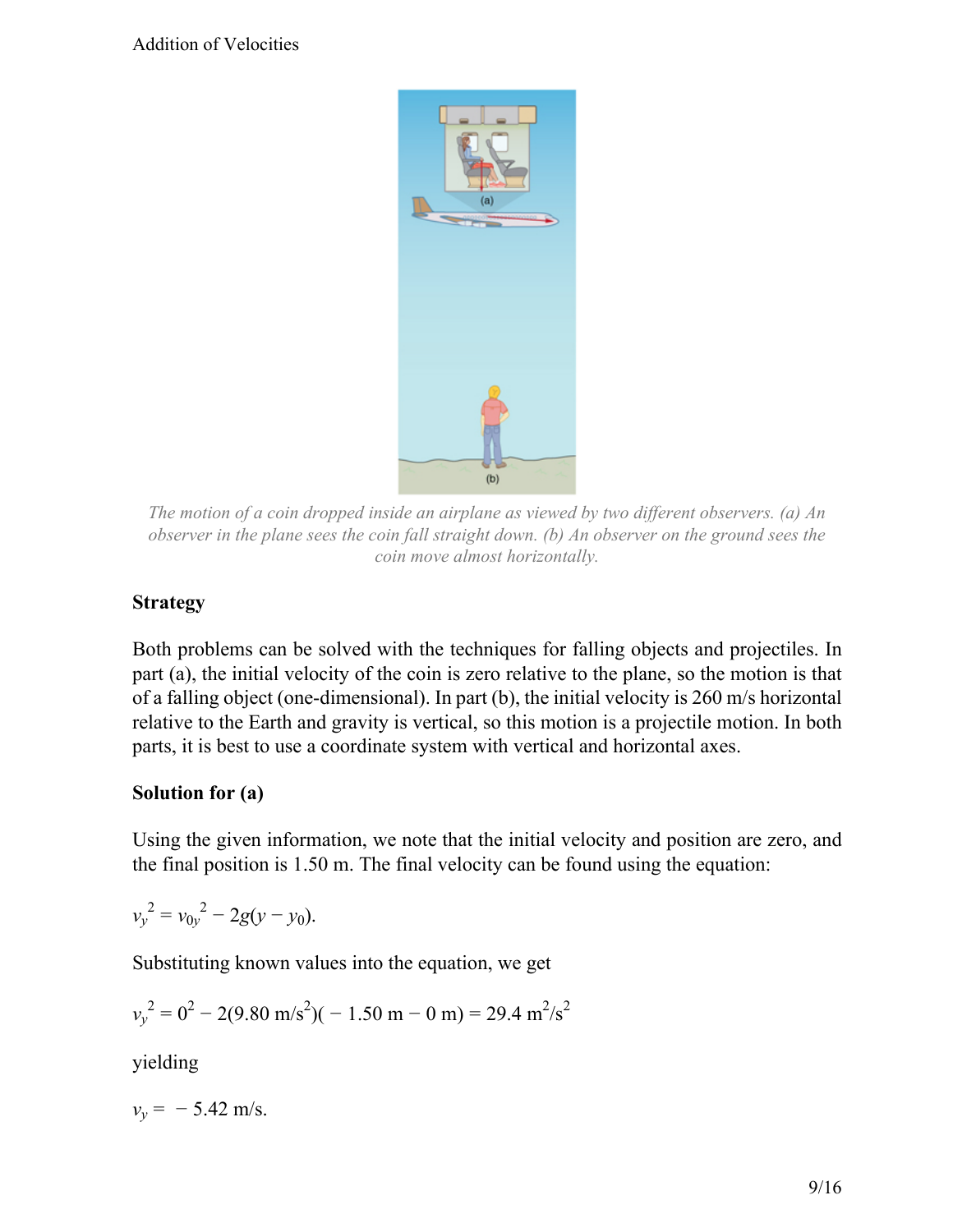The motion of a coin dropped inside an airplane as viewed by two different observers. (a) An observer in the plane sees the coin fall straight down. (b) An observer on the ground sees the coin move almost horizontally.

**Strategy**

Both problems can be solved with the techniques for falling objects and projectiles. In part (a), the initial velocity of the coin is zero relative to the plane, so the motion is that of a falling object (one-dimensional). In part (b), the initial velocity is 260 m/s horizontal relative to the Earth and gravity is vertical, so this motion is a projectile motion. In both parts, it is best to use a coordinate system with vertical and horizontal axes.

**Solution for (a)**

Using the given information, we note that the initial velocity and position are zero, and the final position is 1.50 m. The final velocity can be found using the equation:

$$v_y^2 = v_{0y}^2 - 2g(y - y_0).$$

Substituting known values into the equation, we get

$$v_y^2 = 0^2 - 2(9.80\text{ m/s}^2)(-1.50\text{ m} - 0\text{ m}) = 29.4\text{ m}^2/\text{s}^2$$

yielding

$$v_y = -5.42\text{ m/s}.$$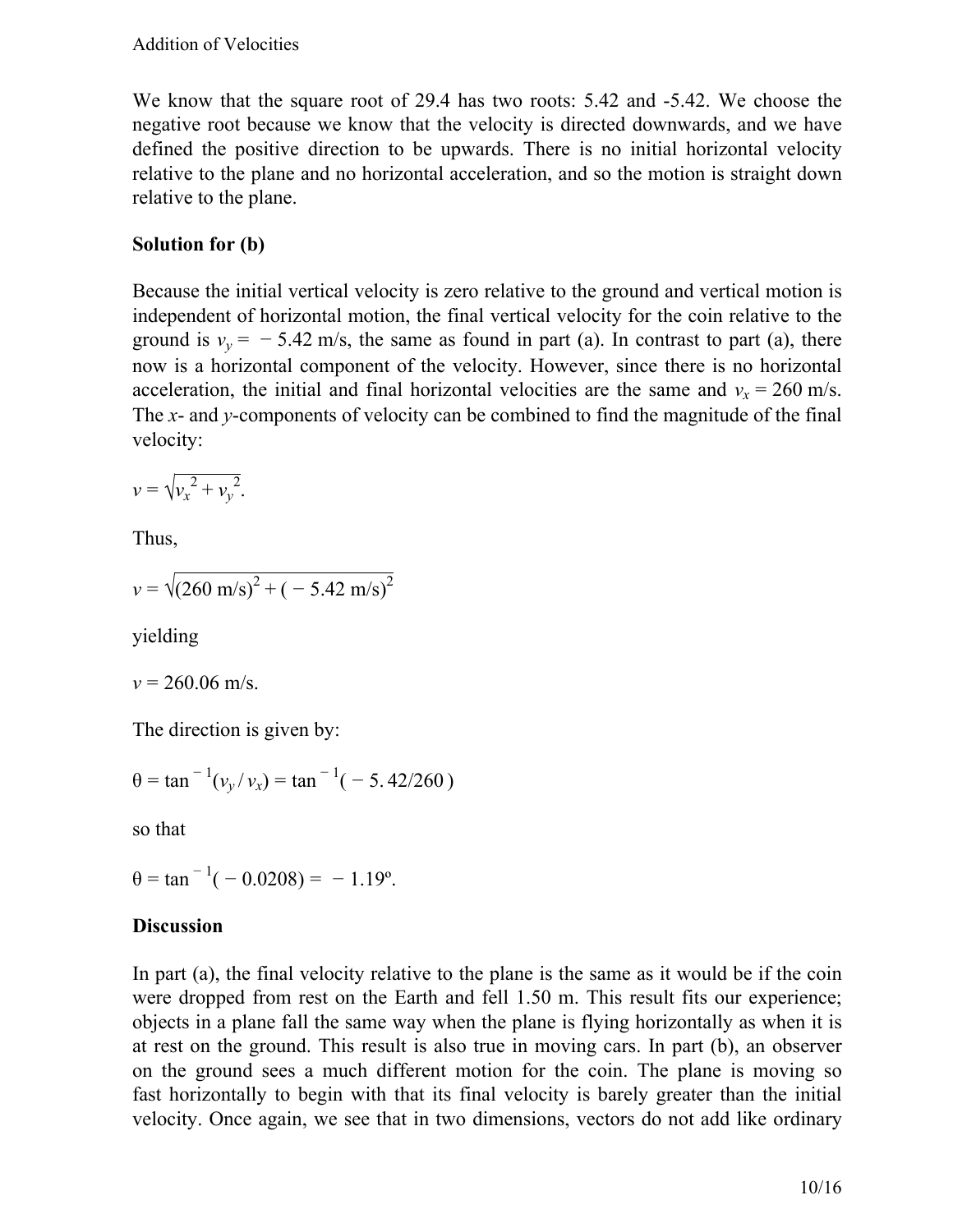We know that the square root of 29.4 has two roots: 5.42 and -5.42. We choose the negative root because we know that the velocity is directed downwards, and we have defined the positive direction to be upwards. There is no initial horizontal velocity relative to the plane and no horizontal acceleration, and so the motion is straight down relative to the plane.

**Solution for (b)**

Because the initial vertical velocity is zero relative to the ground and vertical motion is independent of horizontal motion, the final vertical velocity for the coin relative to the ground is $v_y = -5.42$ m/s, the same as found in part (a). In contrast to part (a), there now is a horizontal component of the velocity. However, since there is no horizontal acceleration, the initial and final horizontal velocities are the same and $v_x = 260$ m/s. The *x*- and *y*-components of velocity can be combined to find the magnitude of the final velocity:

$$v = \sqrt{v_x^{\ 2} + v_y^{\ 2}}.$$

Thus,

$$v = \sqrt{(260 \text{ m/s})^2 + (-5.42 \text{ m/s})^2}$$

yielding

$$v = 260.06 \text{ m/s}.$$

The direction is given by:

$$\theta = \tan^{-1}(v_y / v_x) = \tan^{-1}(-5.42/260)$$

so that

$$\theta = \tan^{-1}(-0.0208) = -1.19^{\circ}.$$

**Discussion**

In part (a), the final velocity relative to the plane is the same as it would be if the coin were dropped from rest on the Earth and fell 1.50 m. This result fits our experience; objects in a plane fall the same way when the plane is flying horizontally as when it is at rest on the ground. This result is also true in moving cars. In part (b), an observer on the ground sees a much different motion for the coin. The plane is moving so fast horizontally to begin with that its final velocity is barely greater than the initial velocity. Once again, we see that in two dimensions, vectors do not add like ordinary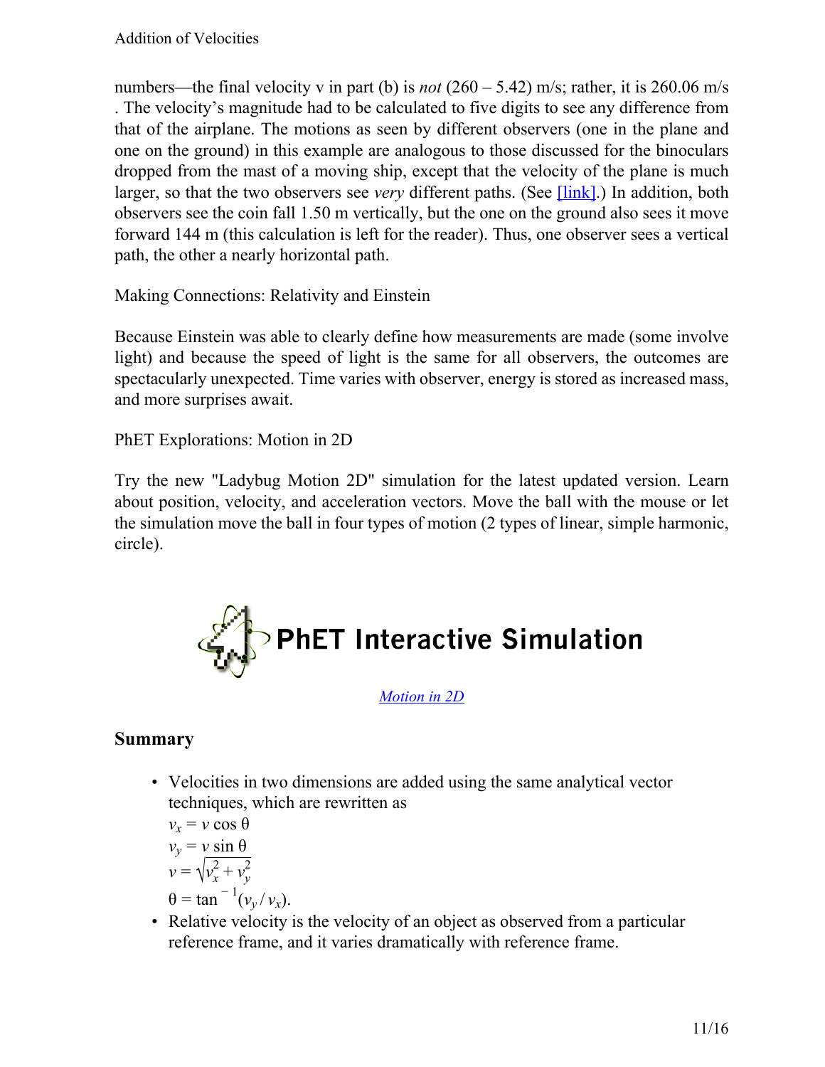numbers—the final velocity v in part (b) is *not* (260 – 5.42) m/s; rather, it is 260.06 m/s . The velocity's magnitude had to be calculated to five digits to see any difference from that of the airplane. The motions as seen by different observers (one in the plane and one on the ground) in this example are analogous to those discussed for the binoculars dropped from the mast of a moving ship, except that the velocity of the plane is much larger, so that the two observers see *very* different paths. (See [link].) In addition, both observers see the coin fall 1.50 m vertically, but the one on the ground also sees it move forward 144 m (this calculation is left for the reader). Thus, one observer sees a vertical path, the other a nearly horizontal path.

Making Connections: Relativity and Einstein

Because Einstein was able to clearly define how measurements are made (some involve light) and because the speed of light is the same for all observers, the outcomes are spectacularly unexpected. Time varies with observer, energy is stored as increased mass, and more surprises await.

PhET Explorations: Motion in 2D

Try the new "Ladybug Motion 2D" simulation for the latest updated version. Learn about position, velocity, and acceleration vectors. Move the ball with the mouse or let the simulation move the ball in four types of motion (2 types of linear, simple harmonic, circle).

PhET Interactive Simulation

*Motion in 2D*

## Summary

- Velocities in two dimensions are added using the same analytical vector techniques, which are rewritten as
  $v_x = v\cos\theta$
  $v_y = v\sin\theta$
  $v = \sqrt{v_x^2 + v_y^2}$
  $\theta = \tan^{-1}(v_y / v_x)$.
- Relative velocity is the velocity of an object as observed from a particular reference frame, and it varies dramatically with reference frame.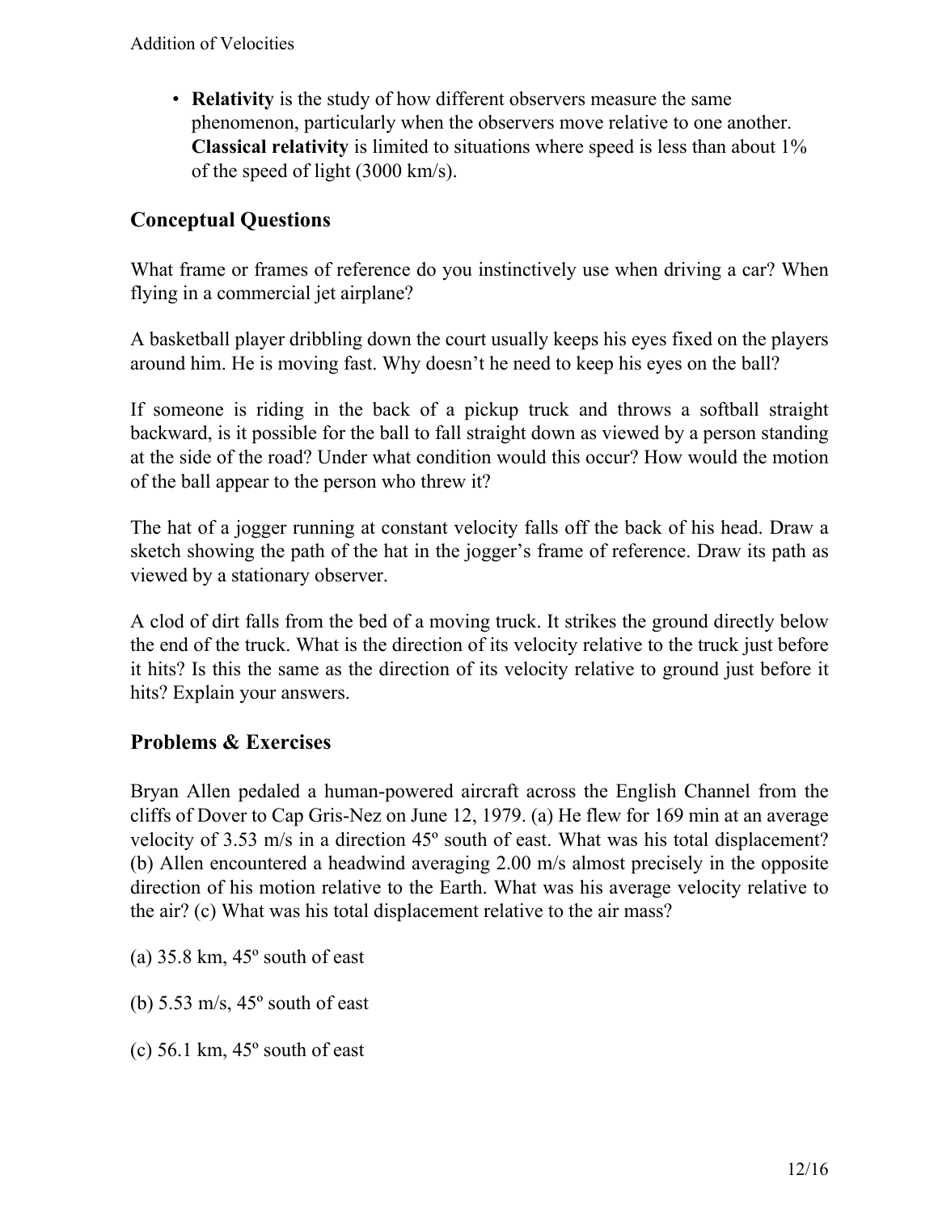- **Relativity** is the study of how different observers measure the same phenomenon, particularly when the observers move relative to one another. **Classical relativity** is limited to situations where speed is less than about 1% of the speed of light (3000 km/s).

## Conceptual Questions

What frame or frames of reference do you instinctively use when driving a car? When flying in a commercial jet airplane?

A basketball player dribbling down the court usually keeps his eyes fixed on the players around him. He is moving fast. Why doesn't he need to keep his eyes on the ball?

If someone is riding in the back of a pickup truck and throws a softball straight backward, is it possible for the ball to fall straight down as viewed by a person standing at the side of the road? Under what condition would this occur? How would the motion of the ball appear to the person who threw it?

The hat of a jogger running at constant velocity falls off the back of his head. Draw a sketch showing the path of the hat in the jogger's frame of reference. Draw its path as viewed by a stationary observer.

A clod of dirt falls from the bed of a moving truck. It strikes the ground directly below the end of the truck. What is the direction of its velocity relative to the truck just before it hits? Is this the same as the direction of its velocity relative to ground just before it hits? Explain your answers.

## Problems & Exercises

Bryan Allen pedaled a human-powered aircraft across the English Channel from the cliffs of Dover to Cap Gris-Nez on June 12, 1979. (a) He flew for 169 min at an average velocity of 3.53 m/s in a direction 45º south of east. What was his total displacement? (b) Allen encountered a headwind averaging 2.00 m/s almost precisely in the opposite direction of his motion relative to the Earth. What was his average velocity relative to the air? (c) What was his total displacement relative to the air mass?

(a) 35.8 km, 45º south of east

(b) 5.53 m/s, 45º south of east

(c) 56.1 km, 45º south of east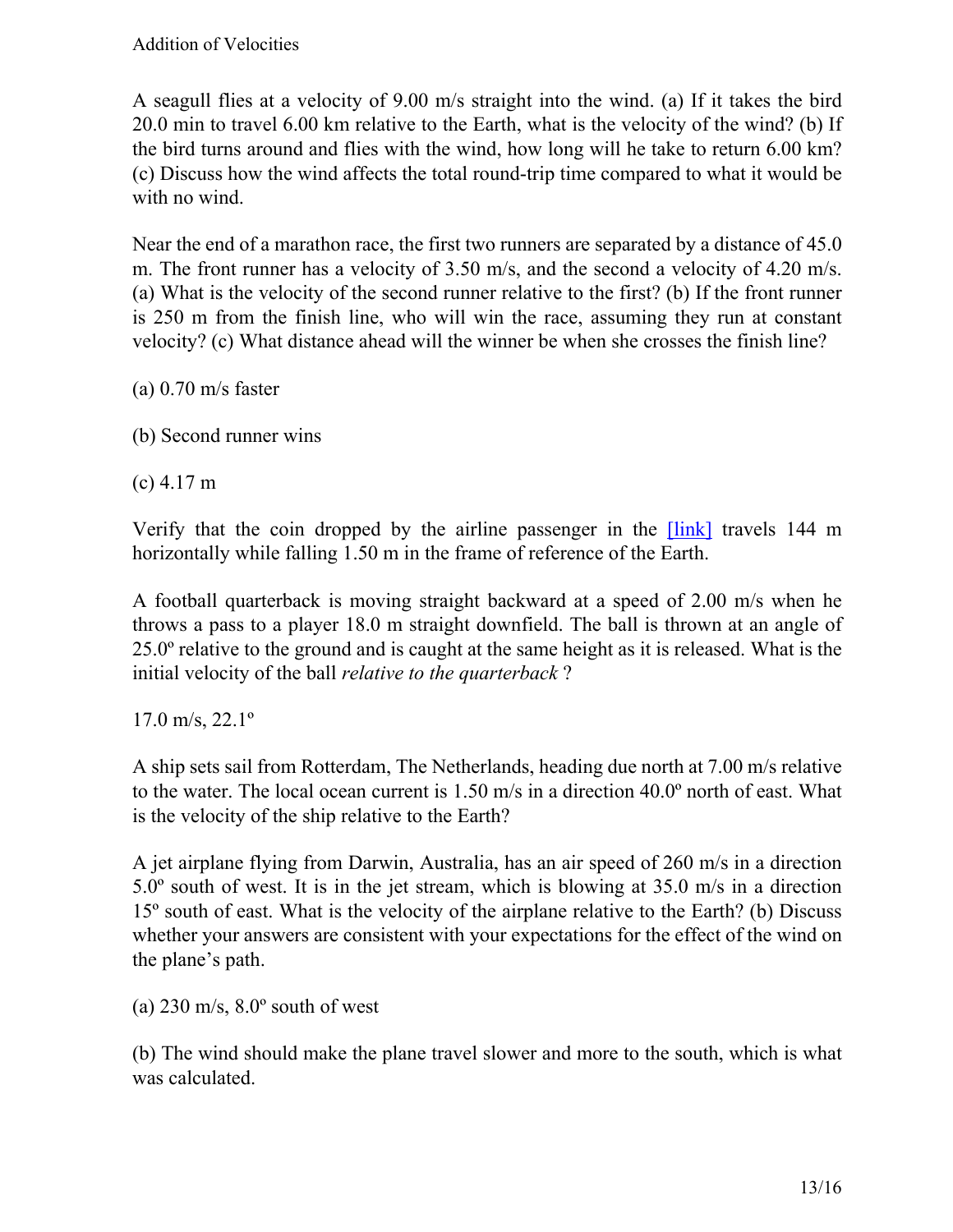Addition of Velocities

A seagull flies at a velocity of 9.00 m/s straight into the wind. (a) If it takes the bird 20.0 min to travel 6.00 km relative to the Earth, what is the velocity of the wind? (b) If the bird turns around and flies with the wind, how long will he take to return 6.00 km? (c) Discuss how the wind affects the total round-trip time compared to what it would be with no wind.

Near the end of a marathon race, the first two runners are separated by a distance of 45.0 m. The front runner has a velocity of 3.50 m/s, and the second a velocity of 4.20 m/s. (a) What is the velocity of the second runner relative to the first? (b) If the front runner is 250 m from the finish line, who will win the race, assuming they run at constant velocity? (c) What distance ahead will the winner be when she crosses the finish line?

(a) 0.70 m/s faster

(b) Second runner wins

(c) 4.17 m

Verify that the coin dropped by the airline passenger in the [link] travels 144 m horizontally while falling 1.50 m in the frame of reference of the Earth.

A football quarterback is moving straight backward at a speed of 2.00 m/s when he throws a pass to a player 18.0 m straight downfield. The ball is thrown at an angle of 25.0º relative to the ground and is caught at the same height as it is released. What is the initial velocity of the ball *relative to the quarterback* ?

17.0 m/s, 22.1º

A ship sets sail from Rotterdam, The Netherlands, heading due north at 7.00 m/s relative to the water. The local ocean current is 1.50 m/s in a direction 40.0º north of east. What is the velocity of the ship relative to the Earth?

A jet airplane flying from Darwin, Australia, has an air speed of 260 m/s in a direction 5.0º south of west. It is in the jet stream, which is blowing at 35.0 m/s in a direction 15º south of east. What is the velocity of the airplane relative to the Earth? (b) Discuss whether your answers are consistent with your expectations for the effect of the wind on the plane's path.

(a) 230 m/s, 8.0º south of west

(b) The wind should make the plane travel slower and more to the south, which is what was calculated.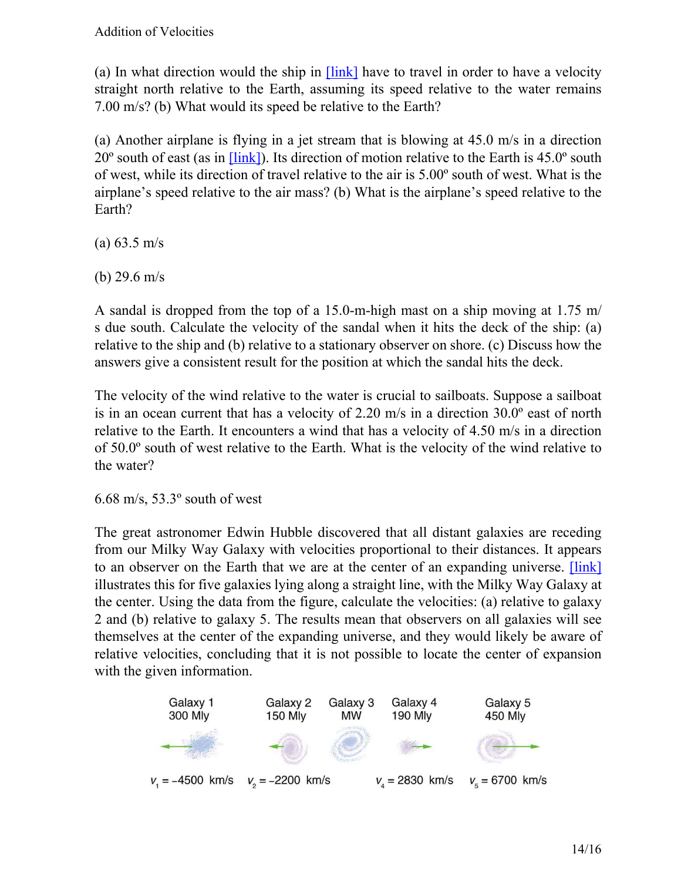(a) In what direction would the ship in [link] have to travel in order to have a velocity straight north relative to the Earth, assuming its speed relative to the water remains 7.00 m/s? (b) What would its speed be relative to the Earth?

(a) Another airplane is flying in a jet stream that is blowing at 45.0 m/s in a direction 20º south of east (as in [link]). Its direction of motion relative to the Earth is 45.0º south of west, while its direction of travel relative to the air is 5.00º south of west. What is the airplane's speed relative to the air mass? (b) What is the airplane's speed relative to the Earth?

(a) 63.5 m/s

(b) 29.6 m/s

A sandal is dropped from the top of a 15.0-m-high mast on a ship moving at 1.75 m/s due south. Calculate the velocity of the sandal when it hits the deck of the ship: (a) relative to the ship and (b) relative to a stationary observer on shore. (c) Discuss how the answers give a consistent result for the position at which the sandal hits the deck.

The velocity of the wind relative to the water is crucial to sailboats. Suppose a sailboat is in an ocean current that has a velocity of 2.20 m/s in a direction 30.0º east of north relative to the Earth. It encounters a wind that has a velocity of 4.50 m/s in a direction of 50.0º south of west relative to the Earth. What is the velocity of the wind relative to the water?

6.68 m/s, 53.3º south of west

The great astronomer Edwin Hubble discovered that all distant galaxies are receding from our Milky Way Galaxy with velocities proportional to their distances. It appears to an observer on the Earth that we are at the center of an expanding universe. [link] illustrates this for five galaxies lying along a straight line, with the Milky Way Galaxy at the center. Using the data from the figure, calculate the velocities: (a) relative to galaxy 2 and (b) relative to galaxy 5. The results mean that observers on all galaxies will see themselves at the center of the expanding universe, and they would likely be aware of relative velocities, concluding that it is not possible to locate the center of expansion with the given information.

Galaxy 1 300 Mly — $v_1 = -4500$ km/s
Galaxy 2 150 Mly — $v_2 = -2200$ km/s
Galaxy 3 MW
Galaxy 4 190 Mly — $v_4 = 2830$ km/s
Galaxy 5 450 Mly — $v_5 = 6700$ km/s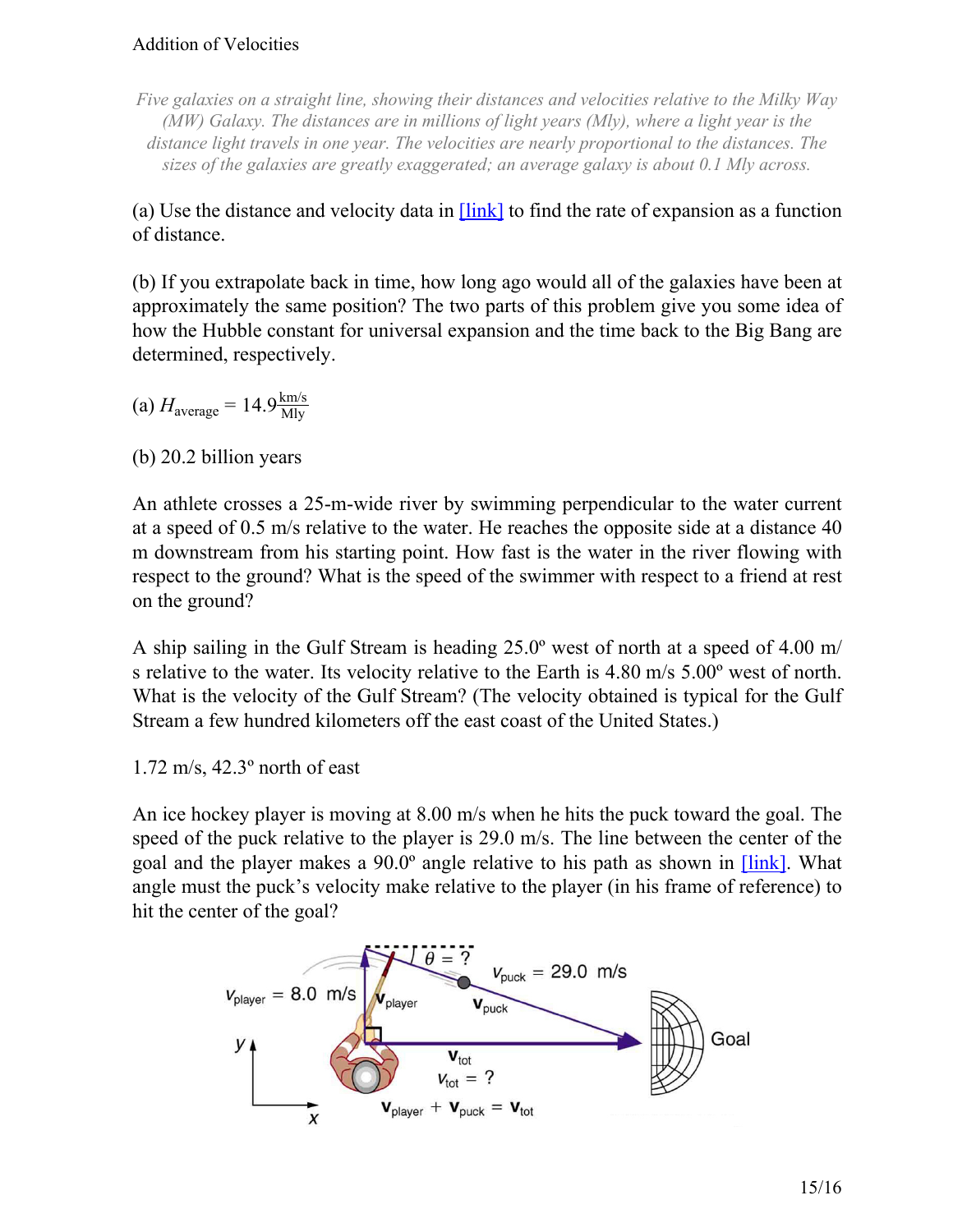*Five galaxies on a straight line, showing their distances and velocities relative to the Milky Way (MW) Galaxy. The distances are in millions of light years (Mly), where a light year is the distance light travels in one year. The velocities are nearly proportional to the distances. The sizes of the galaxies are greatly exaggerated; an average galaxy is about 0.1 Mly across.*

(a) Use the distance and velocity data in [link] to find the rate of expansion as a function of distance.

(b) If you extrapolate back in time, how long ago would all of the galaxies have been at approximately the same position? The two parts of this problem give you some idea of how the Hubble constant for universal expansion and the time back to the Big Bang are determined, respectively.

(a) $H_{\text{average}} = 14.9 \frac{\text{km/s}}{\text{Mly}}$

(b) 20.2 billion years

An athlete crosses a 25-m-wide river by swimming perpendicular to the water current at a speed of 0.5 m/s relative to the water. He reaches the opposite side at a distance 40 m downstream from his starting point. How fast is the water in the river flowing with respect to the ground? What is the speed of the swimmer with respect to a friend at rest on the ground?

A ship sailing in the Gulf Stream is heading 25.0º west of north at a speed of 4.00 m/s relative to the water. Its velocity relative to the Earth is 4.80 m/s 5.00º west of north. What is the velocity of the Gulf Stream? (The velocity obtained is typical for the Gulf Stream a few hundred kilometers off the east coast of the United States.)

1.72 m/s, 42.3º north of east

An ice hockey player is moving at 8.00 m/s when he hits the puck toward the goal. The speed of the puck relative to the player is 29.0 m/s. The line between the center of the goal and the player makes a 90.0º angle relative to his path as shown in [link]. What angle must the puck's velocity make relative to the player (in his frame of reference) to hit the center of the goal?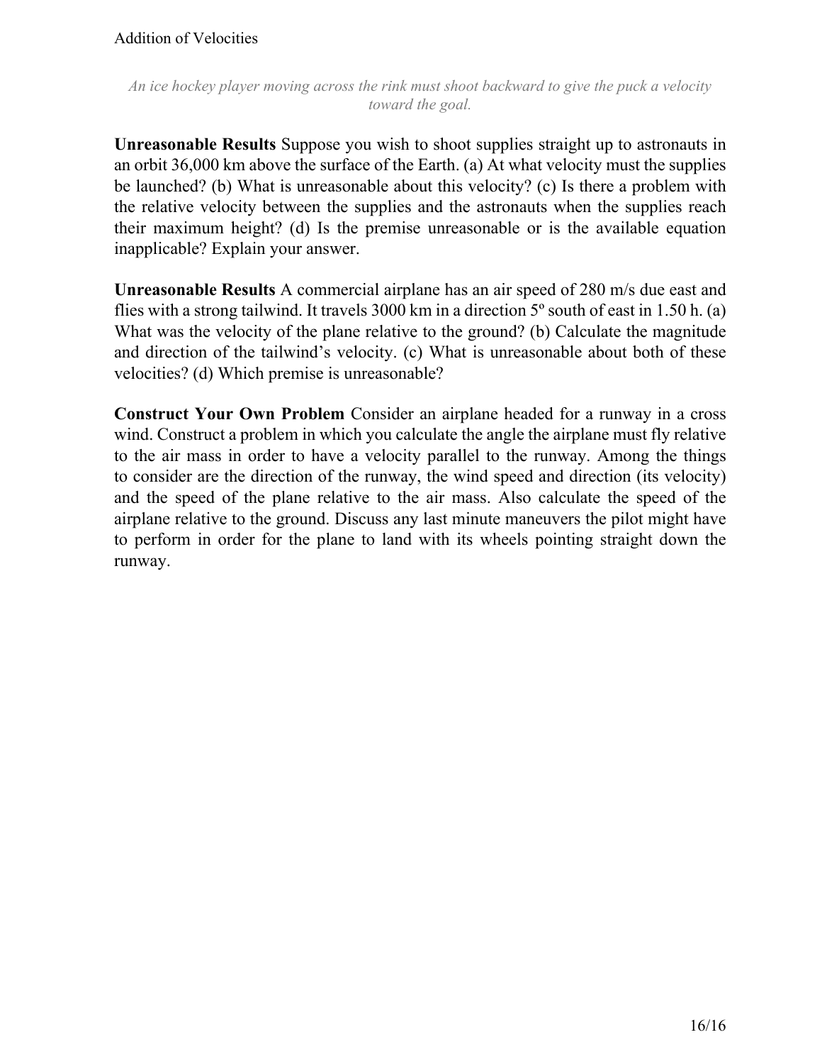*An ice hockey player moving across the rink must shoot backward to give the puck a velocity toward the goal.*

**Unreasonable Results** Suppose you wish to shoot supplies straight up to astronauts in an orbit 36,000 km above the surface of the Earth. (a) At what velocity must the supplies be launched? (b) What is unreasonable about this velocity? (c) Is there a problem with the relative velocity between the supplies and the astronauts when the supplies reach their maximum height? (d) Is the premise unreasonable or is the available equation inapplicable? Explain your answer.

**Unreasonable Results** A commercial airplane has an air speed of 280 m/s due east and flies with a strong tailwind. It travels 3000 km in a direction 5º south of east in 1.50 h. (a) What was the velocity of the plane relative to the ground? (b) Calculate the magnitude and direction of the tailwind's velocity. (c) What is unreasonable about both of these velocities? (d) Which premise is unreasonable?

**Construct Your Own Problem** Consider an airplane headed for a runway in a cross wind. Construct a problem in which you calculate the angle the airplane must fly relative to the air mass in order to have a velocity parallel to the runway. Among the things to consider are the direction of the runway, the wind speed and direction (its velocity) and the speed of the plane relative to the air mass. Also calculate the speed of the airplane relative to the ground. Discuss any last minute maneuvers the pilot might have to perform in order for the plane to land with its wheels pointing straight down the runway.